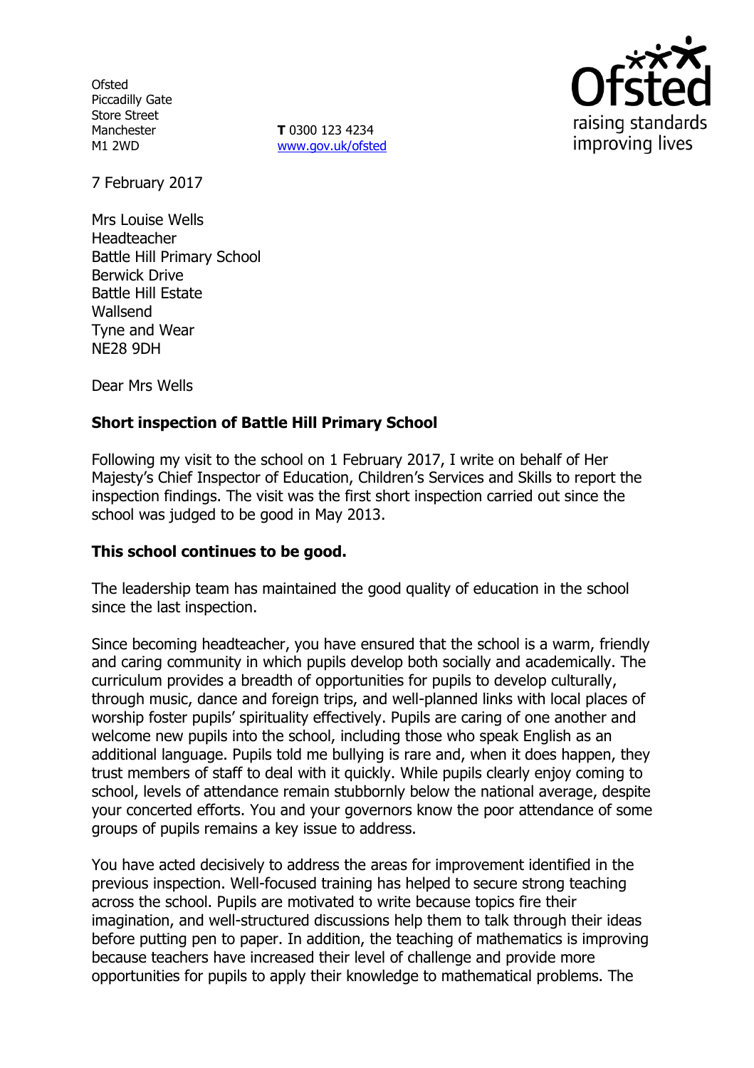Ofsted
Piccadilly Gate
Store Street
Manchester
M1 2WD

**T** 0300 123 4234
www.gov.uk/ofsted

7 February 2017

Mrs Louise Wells
Headteacher
Battle Hill Primary School
Berwick Drive
Battle Hill Estate
Wallsend
Tyne and Wear
NE28 9DH

Dear Mrs Wells

**Short inspection of Battle Hill Primary School**

Following my visit to the school on 1 February 2017, I write on behalf of Her Majesty's Chief Inspector of Education, Children's Services and Skills to report the inspection findings. The visit was the first short inspection carried out since the school was judged to be good in May 2013.

**This school continues to be good.**

The leadership team has maintained the good quality of education in the school since the last inspection.

Since becoming headteacher, you have ensured that the school is a warm, friendly and caring community in which pupils develop both socially and academically. The curriculum provides a breadth of opportunities for pupils to develop culturally, through music, dance and foreign trips, and well-planned links with local places of worship foster pupils' spirituality effectively. Pupils are caring of one another and welcome new pupils into the school, including those who speak English as an additional language. Pupils told me bullying is rare and, when it does happen, they trust members of staff to deal with it quickly. While pupils clearly enjoy coming to school, levels of attendance remain stubbornly below the national average, despite your concerted efforts. You and your governors know the poor attendance of some groups of pupils remains a key issue to address.

You have acted decisively to address the areas for improvement identified in the previous inspection. Well-focused training has helped to secure strong teaching across the school. Pupils are motivated to write because topics fire their imagination, and well-structured discussions help them to talk through their ideas before putting pen to paper. In addition, the teaching of mathematics is improving because teachers have increased their level of challenge and provide more opportunities for pupils to apply their knowledge to mathematical problems. The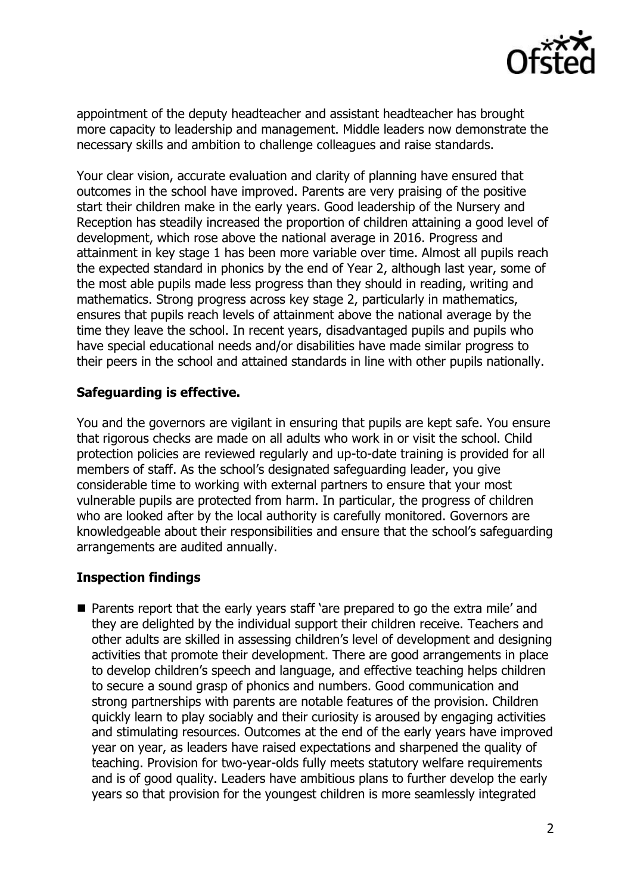appointment of the deputy headteacher and assistant headteacher has brought more capacity to leadership and management. Middle leaders now demonstrate the necessary skills and ambition to challenge colleagues and raise standards.

Your clear vision, accurate evaluation and clarity of planning have ensured that outcomes in the school have improved. Parents are very praising of the positive start their children make in the early years. Good leadership of the Nursery and Reception has steadily increased the proportion of children attaining a good level of development, which rose above the national average in 2016. Progress and attainment in key stage 1 has been more variable over time. Almost all pupils reach the expected standard in phonics by the end of Year 2, although last year, some of the most able pupils made less progress than they should in reading, writing and mathematics. Strong progress across key stage 2, particularly in mathematics, ensures that pupils reach levels of attainment above the national average by the time they leave the school. In recent years, disadvantaged pupils and pupils who have special educational needs and/or disabilities have made similar progress to their peers in the school and attained standards in line with other pupils nationally.

## Safeguarding is effective.

You and the governors are vigilant in ensuring that pupils are kept safe. You ensure that rigorous checks are made on all adults who work in or visit the school. Child protection policies are reviewed regularly and up-to-date training is provided for all members of staff. As the school's designated safeguarding leader, you give considerable time to working with external partners to ensure that your most vulnerable pupils are protected from harm. In particular, the progress of children who are looked after by the local authority is carefully monitored. Governors are knowledgeable about their responsibilities and ensure that the school's safeguarding arrangements are audited annually.

## Inspection findings

- Parents report that the early years staff 'are prepared to go the extra mile' and they are delighted by the individual support their children receive. Teachers and other adults are skilled in assessing children's level of development and designing activities that promote their development. There are good arrangements in place to develop children's speech and language, and effective teaching helps children to secure a sound grasp of phonics and numbers. Good communication and strong partnerships with parents are notable features of the provision. Children quickly learn to play sociably and their curiosity is aroused by engaging activities and stimulating resources. Outcomes at the end of the early years have improved year on year, as leaders have raised expectations and sharpened the quality of teaching. Provision for two-year-olds fully meets statutory welfare requirements and is of good quality. Leaders have ambitious plans to further develop the early years so that provision for the youngest children is more seamlessly integrated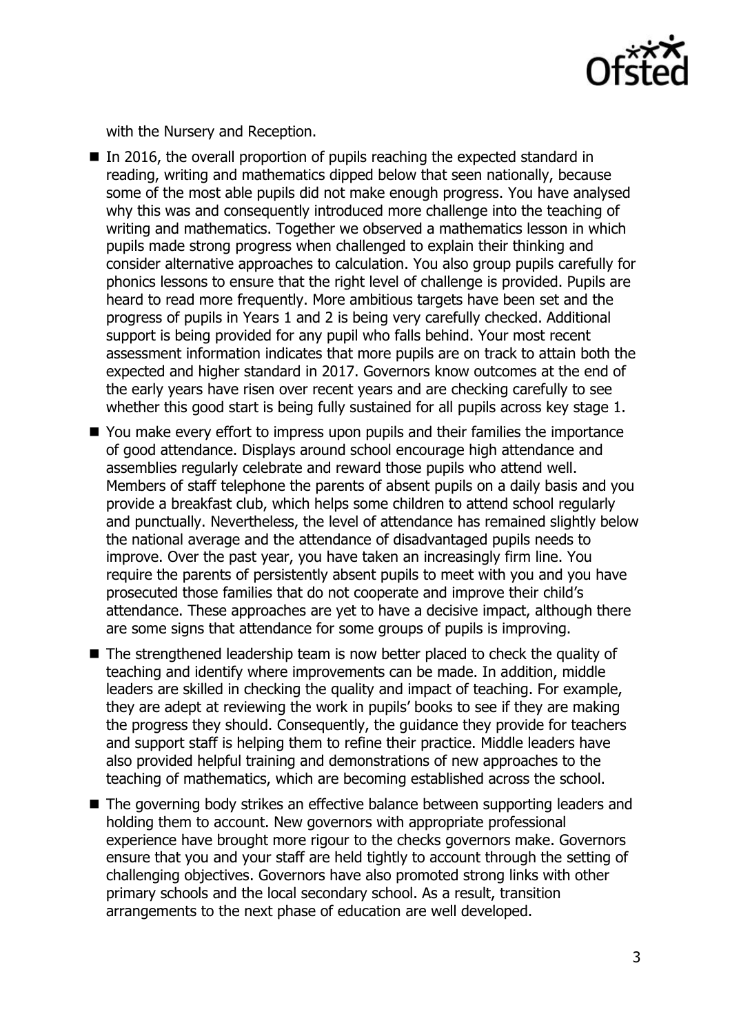with the Nursery and Reception.

- In 2016, the overall proportion of pupils reaching the expected standard in reading, writing and mathematics dipped below that seen nationally, because some of the most able pupils did not make enough progress. You have analysed why this was and consequently introduced more challenge into the teaching of writing and mathematics. Together we observed a mathematics lesson in which pupils made strong progress when challenged to explain their thinking and consider alternative approaches to calculation. You also group pupils carefully for phonics lessons to ensure that the right level of challenge is provided. Pupils are heard to read more frequently. More ambitious targets have been set and the progress of pupils in Years 1 and 2 is being very carefully checked. Additional support is being provided for any pupil who falls behind. Your most recent assessment information indicates that more pupils are on track to attain both the expected and higher standard in 2017. Governors know outcomes at the end of the early years have risen over recent years and are checking carefully to see whether this good start is being fully sustained for all pupils across key stage 1.
- You make every effort to impress upon pupils and their families the importance of good attendance. Displays around school encourage high attendance and assemblies regularly celebrate and reward those pupils who attend well. Members of staff telephone the parents of absent pupils on a daily basis and you provide a breakfast club, which helps some children to attend school regularly and punctually. Nevertheless, the level of attendance has remained slightly below the national average and the attendance of disadvantaged pupils needs to improve. Over the past year, you have taken an increasingly firm line. You require the parents of persistently absent pupils to meet with you and you have prosecuted those families that do not cooperate and improve their child's attendance. These approaches are yet to have a decisive impact, although there are some signs that attendance for some groups of pupils is improving.
- The strengthened leadership team is now better placed to check the quality of teaching and identify where improvements can be made. In addition, middle leaders are skilled in checking the quality and impact of teaching. For example, they are adept at reviewing the work in pupils' books to see if they are making the progress they should. Consequently, the guidance they provide for teachers and support staff is helping them to refine their practice. Middle leaders have also provided helpful training and demonstrations of new approaches to the teaching of mathematics, which are becoming established across the school.
- The governing body strikes an effective balance between supporting leaders and holding them to account. New governors with appropriate professional experience have brought more rigour to the checks governors make. Governors ensure that you and your staff are held tightly to account through the setting of challenging objectives. Governors have also promoted strong links with other primary schools and the local secondary school. As a result, transition arrangements to the next phase of education are well developed.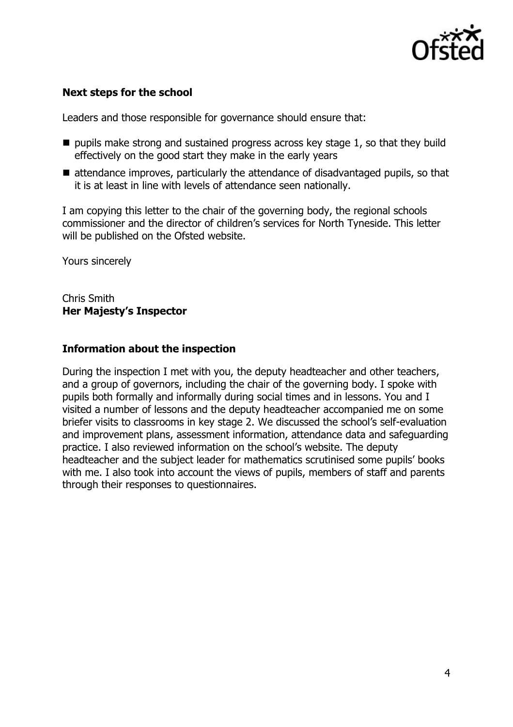**Next steps for the school**

Leaders and those responsible for governance should ensure that:

- pupils make strong and sustained progress across key stage 1, so that they build effectively on the good start they make in the early years
- attendance improves, particularly the attendance of disadvantaged pupils, so that it is at least in line with levels of attendance seen nationally.

I am copying this letter to the chair of the governing body, the regional schools commissioner and the director of children's services for North Tyneside. This letter will be published on the Ofsted website.

Yours sincerely

Chris Smith
**Her Majesty's Inspector**

**Information about the inspection**

During the inspection I met with you, the deputy headteacher and other teachers, and a group of governors, including the chair of the governing body. I spoke with pupils both formally and informally during social times and in lessons. You and I visited a number of lessons and the deputy headteacher accompanied me on some briefer visits to classrooms in key stage 2. We discussed the school's self-evaluation and improvement plans, assessment information, attendance data and safeguarding practice. I also reviewed information on the school's website. The deputy headteacher and the subject leader for mathematics scrutinised some pupils' books with me. I also took into account the views of pupils, members of staff and parents through their responses to questionnaires.